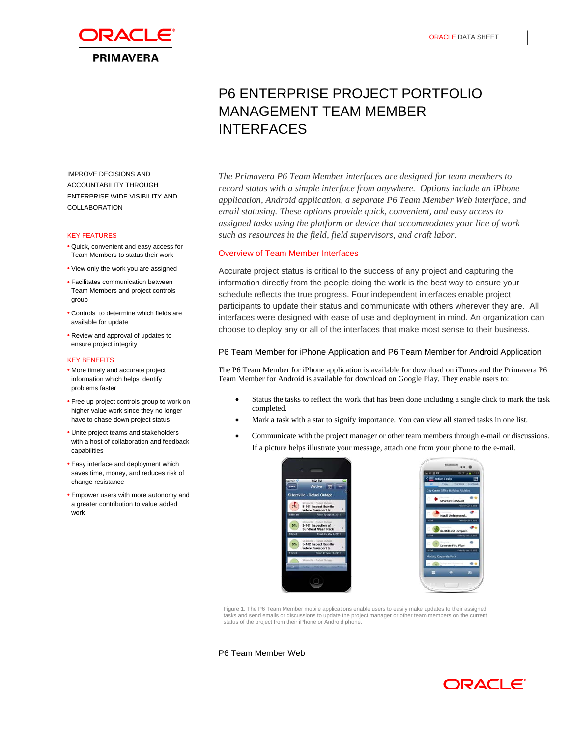ORACLE DATA SHEET

# P6 ENTERPRISE PROJECT PORTFOLIO MANAGEMENT TEAM MEMBER INTERFACES

IMPROVE DECISIONS AND ACCOUNTABILITY THROUGH ENTERPRISE WIDE VISIBILITY AND COLLABORATION

### KEY FEATURES

- Quick, convenient and easy access for Team Members to status their work
- View only the work you are assigned
- Facilitates communication between Team Members and project controls group
- Controls to determine which fields are available for update
- Review and approval of updates to ensure project integrity

### KEY BENEFITS

- More timely and accurate project information which helps identify problems faster
- Free up project controls group to work on higher value work since they no longer have to chase down project status
- Unite project teams and stakeholders with a host of collaboration and feedback capabilities
- Easy interface and deployment which saves time, money, and reduces risk of change resistance
- Empower users with more autonomy and a greater contribution to value added work

*The Primavera P6 Team Member interfaces are designed for team members to record status with a simple interface from anywhere. Options include an iPhone application, Android application, a separate P6 Team Member Web interface, and email statusing. These options provide quick, convenient, and easy access to assigned tasks using the platform or device that accommodates your line of work such as resources in the field, field supervisors, and craft labor.*

## Overview of Team Member Interfaces

Accurate project status is critical to the success of any project and capturing the information directly from the people doing the work is the best way to ensure your schedule reflects the true progress. Four independent interfaces enable project participants to update their status and communicate with others wherever they are. All interfaces were designed with ease of use and deployment in mind. An organization can choose to deploy any or all of the interfaces that make most sense to their business.

### P6 Team Member for iPhone Application and P6 Team Member for Android Application

The P6 Team Member for iPhone application is available for download on iTunes and the Primavera P6 Team Member for Android is available for download on Google Play. They enable users to:

- Status the tasks to reflect the work that has been done including a single click to mark the task completed.
- Mark a task with a star to signify importance. You can view all starred tasks in one list.
- Communicate with the project manager or other team members through e-mail or discussions. If a picture helps illustrate your message, attach one from your phone to the e-mail.

Figure 1. The P6 Team Member mobile applications enable users to easily make updates to their assigned tasks and send emails or discussions to update the project manager or other team members on the current status of the project from their iPhone or Android phone.

### P6 Team Member Web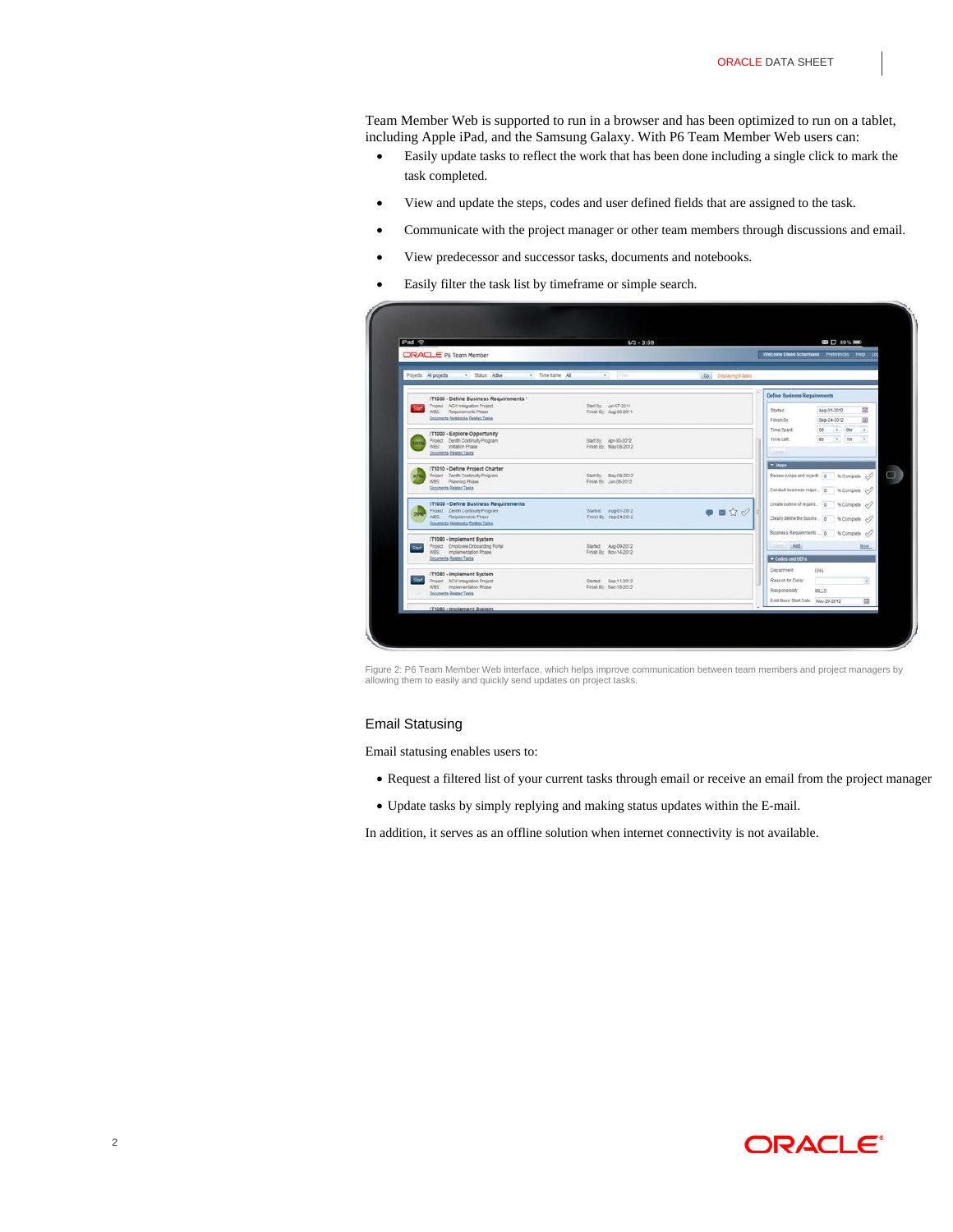Team Member Web is supported to run in a browser and has been optimized to run on a tablet, including Apple iPad, and the Samsung Galaxy. With P6 Team Member Web users can:

- Easily update tasks to reflect the work that has been done including a single click to mark the task completed.
- View and update the steps, codes and user defined fields that are assigned to the task.
- Communicate with the project manager or other team members through discussions and email.
- View predecessor and successor tasks, documents and notebooks.
- Easily filter the task list by timeframe or simple search.

Figure 2: P6 Team Member Web interface, which helps improve communication between team members and project managers by allowing them to easily and quickly send updates on project tasks.

## Email Statusing

Email statusing enables users to:

- Request a filtered list of your current tasks through email or receive an email from the project manager
- Update tasks by simply replying and making status updates within the E-mail.

In addition, it serves as an offline solution when internet connectivity is not available.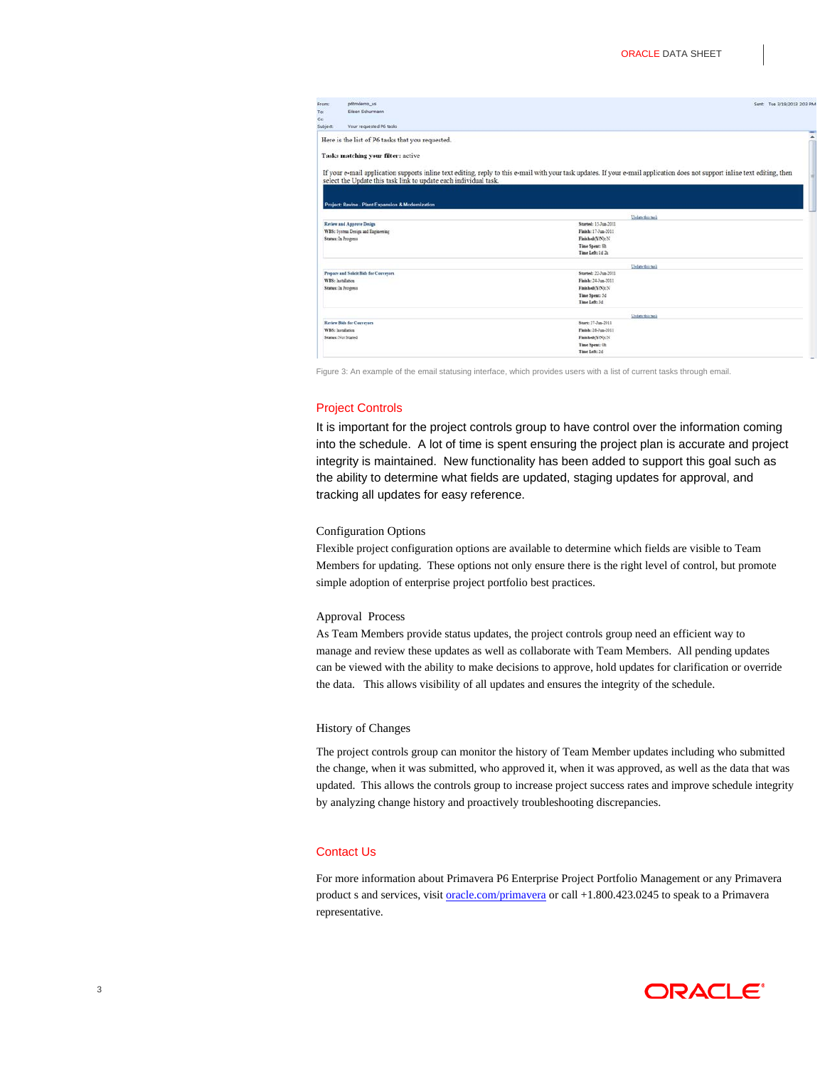Figure 3: An example of the email statusing interface, which provides users with a list of current tasks through email.

## Project Controls

It is important for the project controls group to have control over the information coming into the schedule. A lot of time is spent ensuring the project plan is accurate and project integrity is maintained. New functionality has been added to support this goal such as the ability to determine what fields are updated, staging updates for approval, and tracking all updates for easy reference.

### Configuration Options

Flexible project configuration options are available to determine which fields are visible to Team Members for updating. These options not only ensure there is the right level of control, but promote simple adoption of enterprise project portfolio best practices.

### Approval Process

As Team Members provide status updates, the project controls group need an efficient way to manage and review these updates as well as collaborate with Team Members. All pending updates can be viewed with the ability to make decisions to approve, hold updates for clarification or override the data. This allows visibility of all updates and ensures the integrity of the schedule.

### History of Changes

The project controls group can monitor the history of Team Member updates including who submitted the change, when it was submitted, who approved it, when it was approved, as well as the data that was updated. This allows the controls group to increase project success rates and improve schedule integrity by analyzing change history and proactively troubleshooting discrepancies.

## Contact Us

For more information about Primavera P6 Enterprise Project Portfolio Management or any Primavera product s and services, visit oracle.com/primavera or call +1.800.423.0245 to speak to a Primavera representative.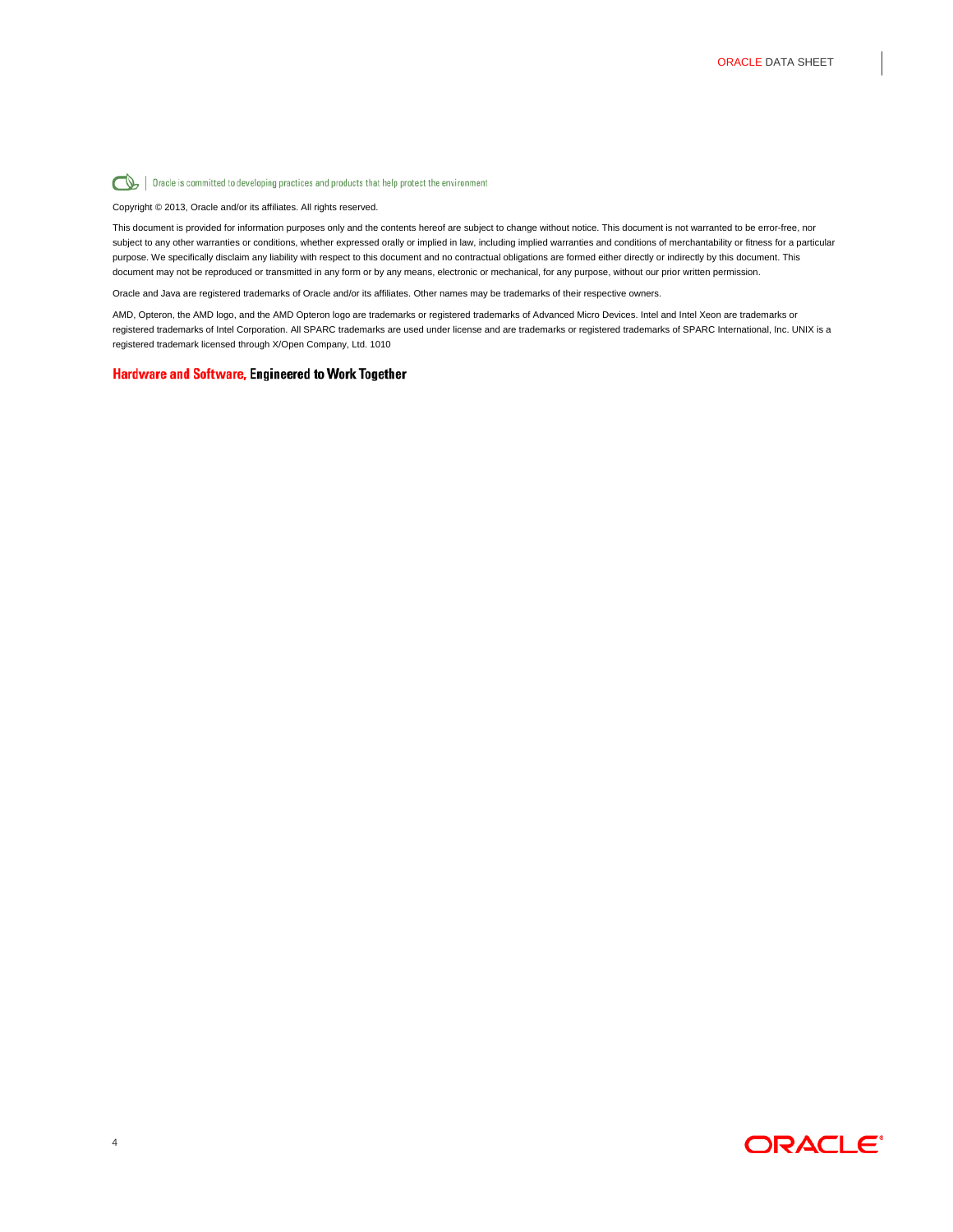Oracle is committed to developing practices and products that help protect the environment

Copyright © 2013, Oracle and/or its affiliates. All rights reserved.

This document is provided for information purposes only and the contents hereof are subject to change without notice. This document is not warranted to be error-free, nor subject to any other warranties or conditions, whether expressed orally or implied in law, including implied warranties and conditions of merchantability or fitness for a particular purpose. We specifically disclaim any liability with respect to this document and no contractual obligations are formed either directly or indirectly by this document. This document may not be reproduced or transmitted in any form or by any means, electronic or mechanical, for any purpose, without our prior written permission.

Oracle and Java are registered trademarks of Oracle and/or its affiliates. Other names may be trademarks of their respective owners.

AMD, Opteron, the AMD logo, and the AMD Opteron logo are trademarks or registered trademarks of Advanced Micro Devices. Intel and Intel Xeon are trademarks or registered trademarks of Intel Corporation. All SPARC trademarks are used under license and are trademarks or registered trademarks of SPARC International, Inc. UNIX is a registered trademark licensed through X/Open Company, Ltd. 1010

**Hardware and Software, Engineered to Work Together**